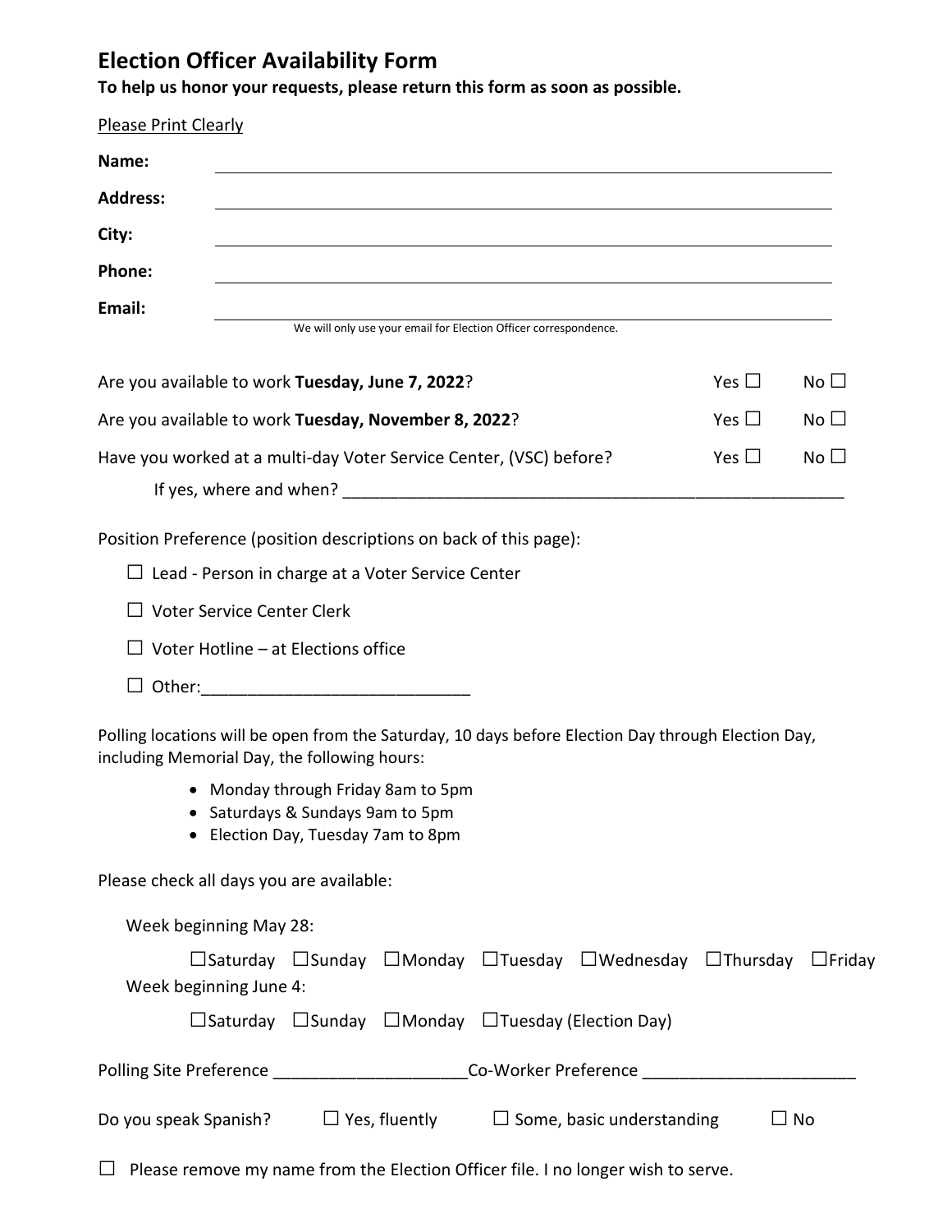# Election Officer Availability Form

**To help us honor your requests, please return this form as soon as possible.**

Please Print Clearly

**Name:** ______________________________

**Address:** ______________________________

**City:** ______________________________

**Phone:** ______________________________

**Email:** ______________________________

We will only use your email for Election Officer correspondence.

Are you available to work **Tuesday, June 7, 2022**? Yes ☐ No ☐

Are you available to work **Tuesday, November 8, 2022**? Yes ☐ No ☐

Have you worked at a multi-day Voter Service Center, (VSC) before? Yes ☐ No ☐

If yes, where and when? ______________________________

Position Preference (position descriptions on back of this page):

☐ Lead - Person in charge at a Voter Service Center

☐ Voter Service Center Clerk

☐ Voter Hotline – at Elections office

☐ Other:______________________________

Polling locations will be open from the Saturday, 10 days before Election Day through Election Day, including Memorial Day, the following hours:

- Monday through Friday 8am to 5pm
- Saturdays & Sundays 9am to 5pm
- Election Day, Tuesday 7am to 8pm

Please check all days you are available:

Week beginning May 28:

☐Saturday ☐Sunday ☐Monday ☐Tuesday ☐Wednesday ☐Thursday ☐Friday

Week beginning June 4:

☐Saturday ☐Sunday ☐Monday ☐Tuesday (Election Day)

Polling Site Preference ______________________ Co-Worker Preference ______________________

Do you speak Spanish? ☐ Yes, fluently ☐ Some, basic understanding ☐ No

☐ Please remove my name from the Election Officer file. I no longer wish to serve.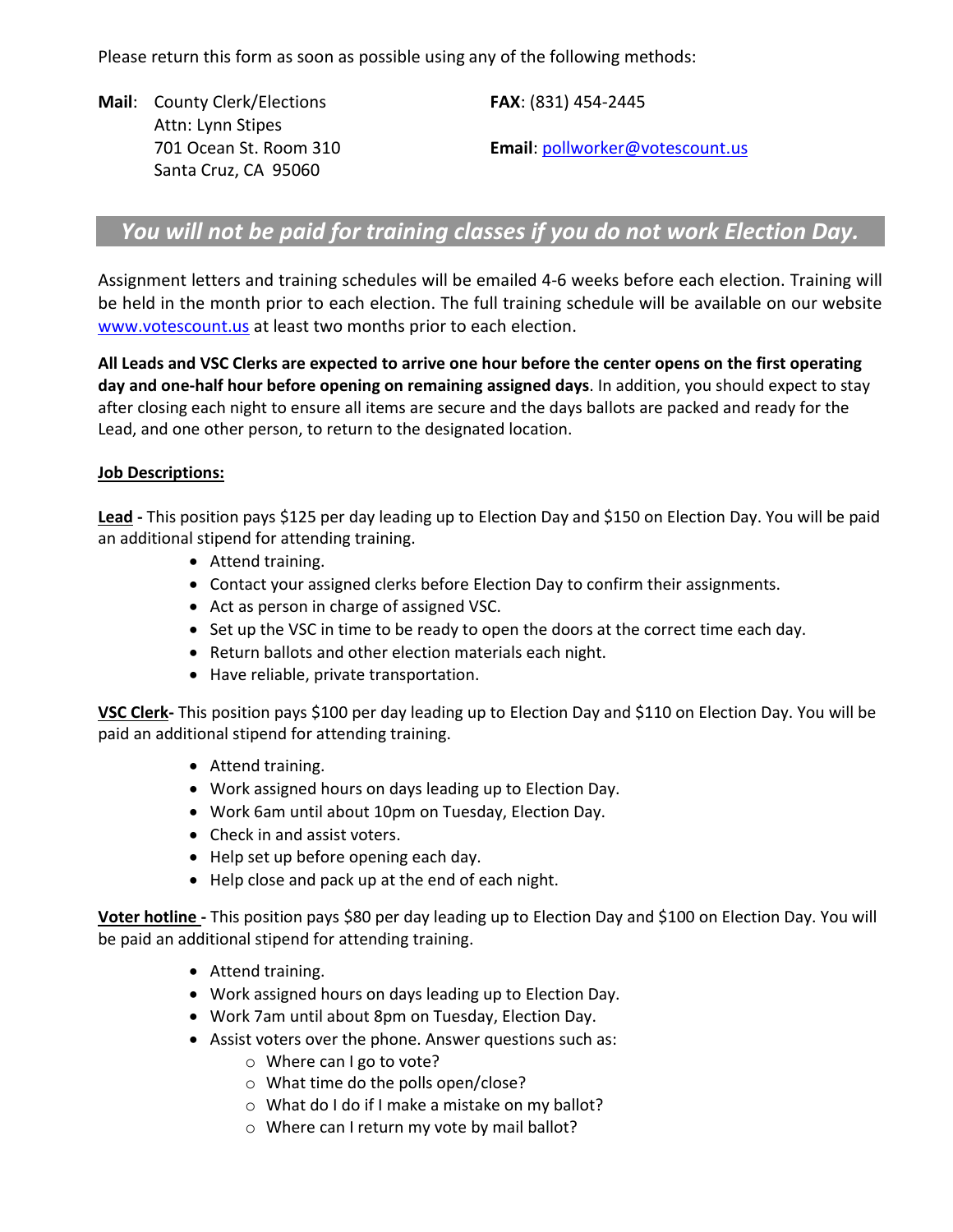Please return this form as soon as possible using any of the following methods:

**Mail**: County Clerk/Elections
Attn: Lynn Stipes
701 Ocean St. Room 310
Santa Cruz, CA 95060

**FAX**: (831) 454-2445

**Email**: pollworker@votescount.us

## *You will not be paid for training classes if you do not work Election Day.*

Assignment letters and training schedules will be emailed 4-6 weeks before each election. Training will be held in the month prior to each election. The full training schedule will be available on our website www.votescount.us at least two months prior to each election.

**All Leads and VSC Clerks are expected to arrive one hour before the center opens on the first operating day and one-half hour before opening on remaining assigned days**. In addition, you should expect to stay after closing each night to ensure all items are secure and the days ballots are packed and ready for the Lead, and one other person, to return to the designated location.

**Job Descriptions:**

**Lead -** This position pays $125 per day leading up to Election Day and $150 on Election Day. You will be paid an additional stipend for attending training.

- Attend training.
- Contact your assigned clerks before Election Day to confirm their assignments.
- Act as person in charge of assigned VSC.
- Set up the VSC in time to be ready to open the doors at the correct time each day.
- Return ballots and other election materials each night.
- Have reliable, private transportation.

**VSC Clerk-** This position pays $100 per day leading up to Election Day and $110 on Election Day. You will be paid an additional stipend for attending training.

- Attend training.
- Work assigned hours on days leading up to Election Day.
- Work 6am until about 10pm on Tuesday, Election Day.
- Check in and assist voters.
- Help set up before opening each day.
- Help close and pack up at the end of each night.

**Voter hotline -** This position pays $80 per day leading up to Election Day and $100 on Election Day. You will be paid an additional stipend for attending training.

- Attend training.
- Work assigned hours on days leading up to Election Day.
- Work 7am until about 8pm on Tuesday, Election Day.
- Assist voters over the phone. Answer questions such as:
  - Where can I go to vote?
  - What time do the polls open/close?
  - What do I do if I make a mistake on my ballot?
  - Where can I return my vote by mail ballot?